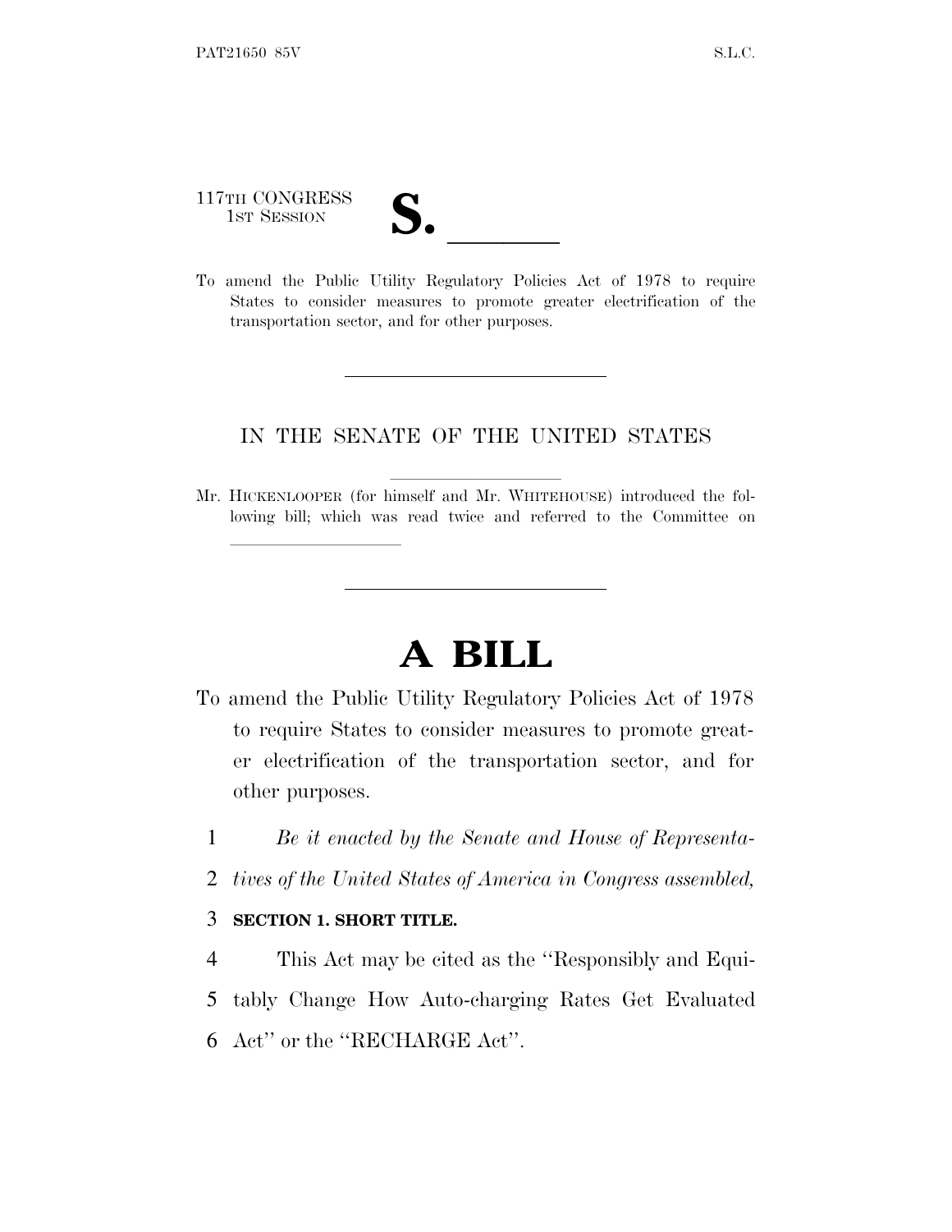117TH CONGRESS
1ST SESSION

**S. \_\_\_\_\_\_**

To amend the Public Utility Regulatory Policies Act of 1978 to require States to consider measures to promote greater electrification of the transportation sector, and for other purposes.

---

IN THE SENATE OF THE UNITED STATES

Mr. HICKENLOOPER (for himself and Mr. WHITEHOUSE) introduced the following bill; which was read twice and referred to the Committee on \_\_\_\_\_\_\_\_\_\_

---

# A BILL

To amend the Public Utility Regulatory Policies Act of 1978 to require States to consider measures to promote greater electrification of the transportation sector, and for other purposes.

1 *Be it enacted by the Senate and House of Representa-*
2 *tives of the United States of America in Congress assembled,*

3 **SECTION 1. SHORT TITLE.**

4 This Act may be cited as the ''Responsibly and Equi-
5 tably Change How Auto-charging Rates Get Evaluated
6 Act'' or the ''RECHARGE Act''.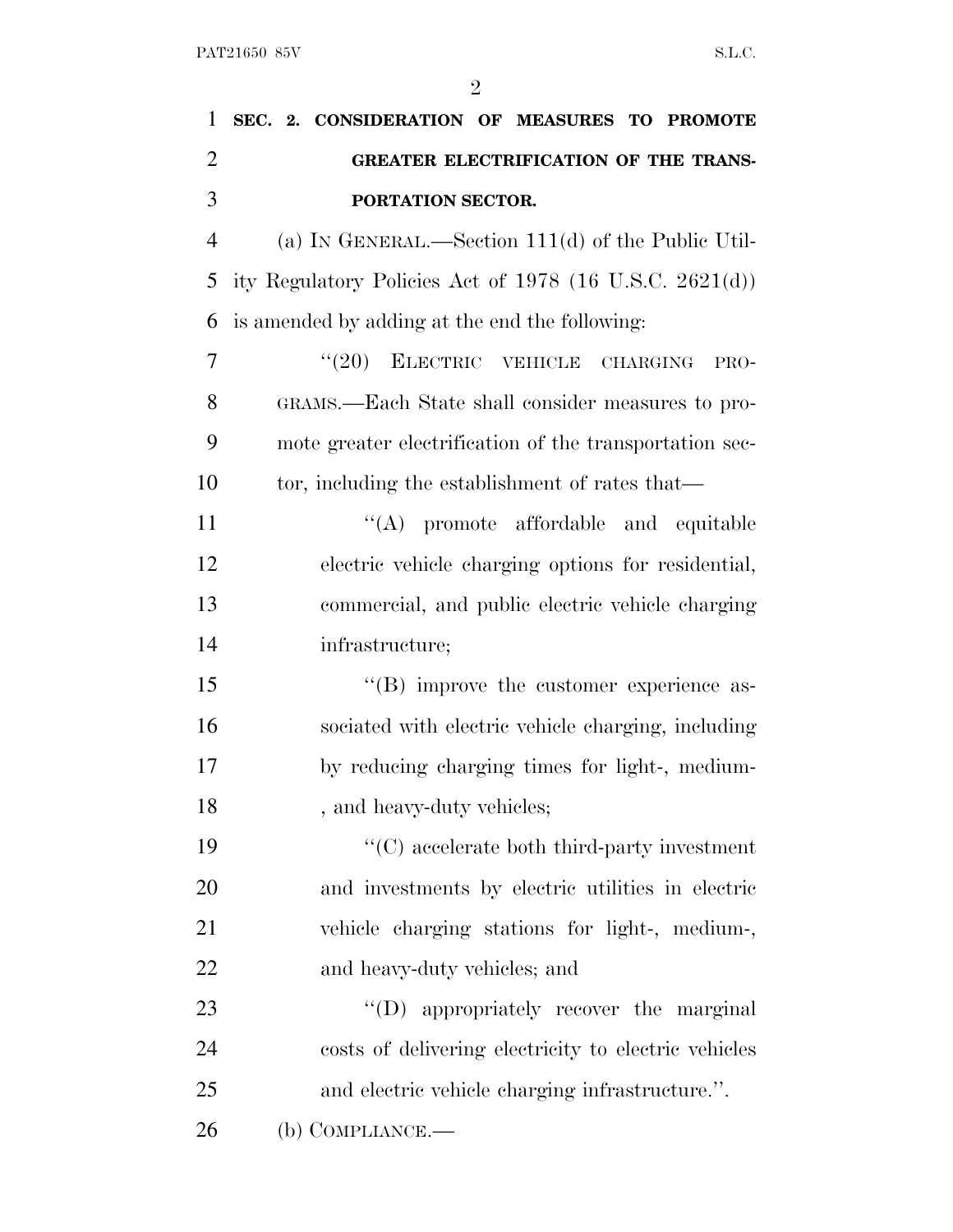**SEC. 2. CONSIDERATION OF MEASURES TO PROMOTE GREATER ELECTRIFICATION OF THE TRANSPORTATION SECTOR.**

(a) IN GENERAL.—Section 111(d) of the Public Utility Regulatory Policies Act of 1978 (16 U.S.C. 2621(d)) is amended by adding at the end the following:

"(20) ELECTRIC VEHICLE CHARGING PROGRAMS.—Each State shall consider measures to promote greater electrification of the transportation sector, including the establishment of rates that—

"(A) promote affordable and equitable electric vehicle charging options for residential, commercial, and public electric vehicle charging infrastructure;

"(B) improve the customer experience associated with electric vehicle charging, including by reducing charging times for light-, medium-, and heavy-duty vehicles;

"(C) accelerate both third-party investment and investments by electric utilities in electric vehicle charging stations for light-, medium-, and heavy-duty vehicles; and

"(D) appropriately recover the marginal costs of delivering electricity to electric vehicles and electric vehicle charging infrastructure.".

(b) COMPLIANCE.—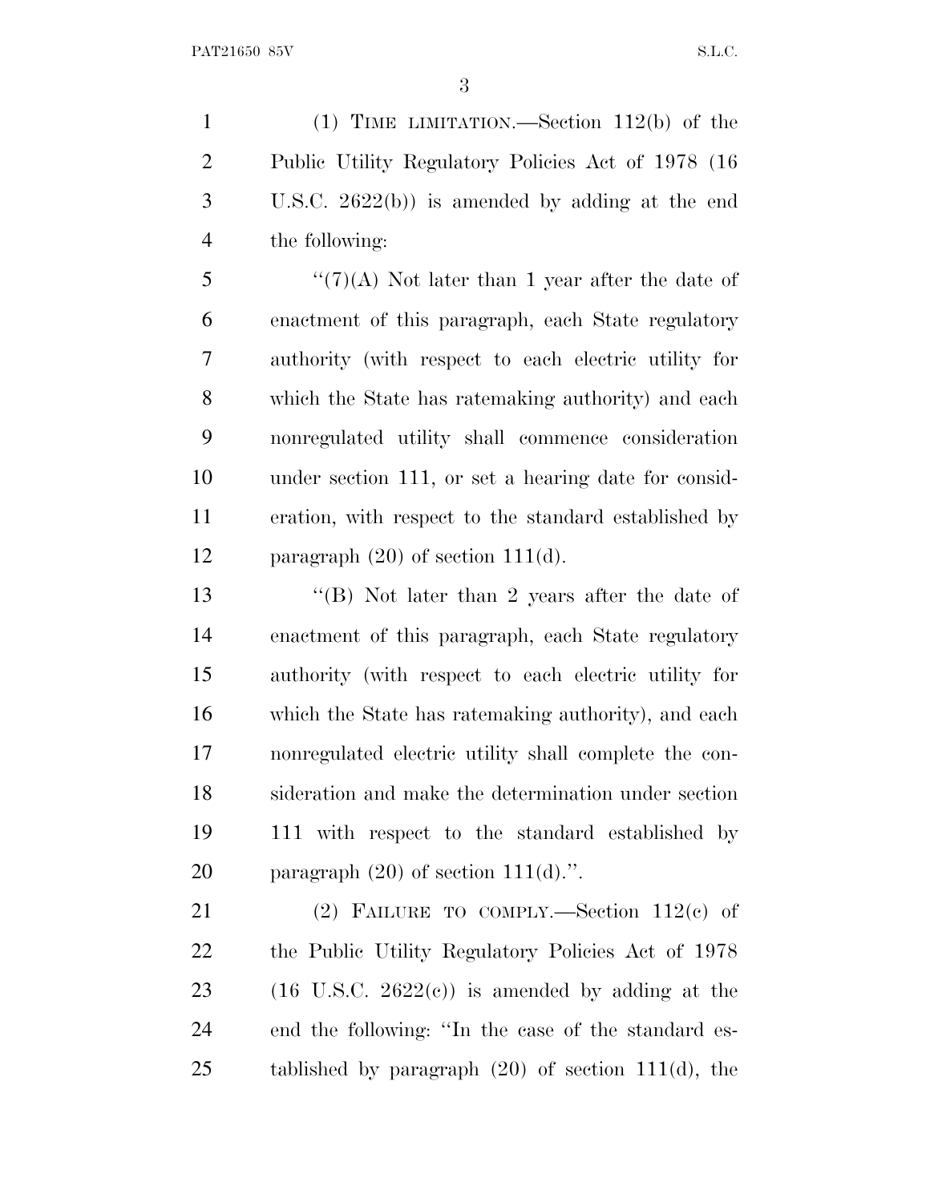(1) TIME LIMITATION.—Section 112(b) of the Public Utility Regulatory Policies Act of 1978 (16 U.S.C. 2622(b)) is amended by adding at the end the following:

''(7)(A) Not later than 1 year after the date of enactment of this paragraph, each State regulatory authority (with respect to each electric utility for which the State has ratemaking authority) and each nonregulated utility shall commence consideration under section 111, or set a hearing date for consideration, with respect to the standard established by paragraph (20) of section 111(d).

''(B) Not later than 2 years after the date of enactment of this paragraph, each State regulatory authority (with respect to each electric utility for which the State has ratemaking authority), and each nonregulated electric utility shall complete the consideration and make the determination under section 111 with respect to the standard established by paragraph (20) of section 111(d).''.

(2) FAILURE TO COMPLY.—Section 112(c) of the Public Utility Regulatory Policies Act of 1978 (16 U.S.C. 2622(c)) is amended by adding at the end the following: ''In the case of the standard established by paragraph (20) of section 111(d), the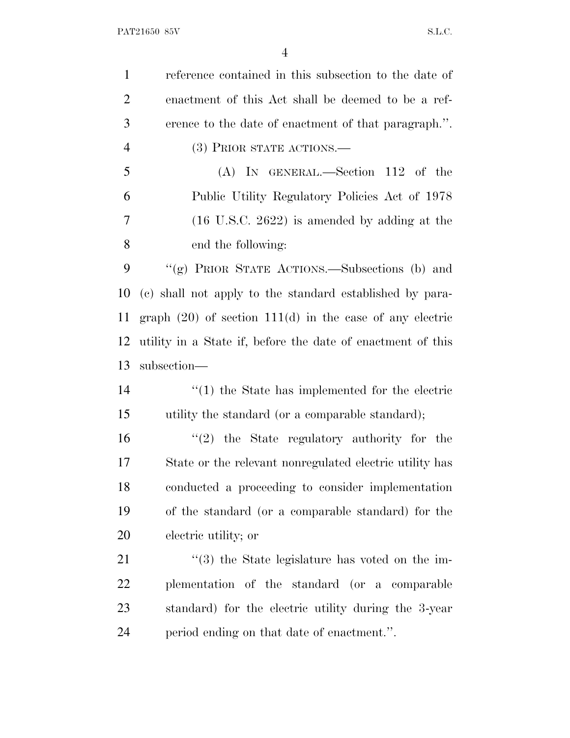reference contained in this subsection to the date of enactment of this Act shall be deemed to be a reference to the date of enactment of that paragraph.''.

(3) PRIOR STATE ACTIONS.—

(A) IN GENERAL.—Section 112 of the Public Utility Regulatory Policies Act of 1978 (16 U.S.C. 2622) is amended by adding at the end the following:

''(g) PRIOR STATE ACTIONS.—Subsections (b) and (c) shall not apply to the standard established by paragraph (20) of section 111(d) in the case of any electric utility in a State if, before the date of enactment of this subsection—

''(1) the State has implemented for the electric utility the standard (or a comparable standard);

''(2) the State regulatory authority for the State or the relevant nonregulated electric utility has conducted a proceeding to consider implementation of the standard (or a comparable standard) for the electric utility; or

''(3) the State legislature has voted on the implementation of the standard (or a comparable standard) for the electric utility during the 3-year period ending on that date of enactment.''.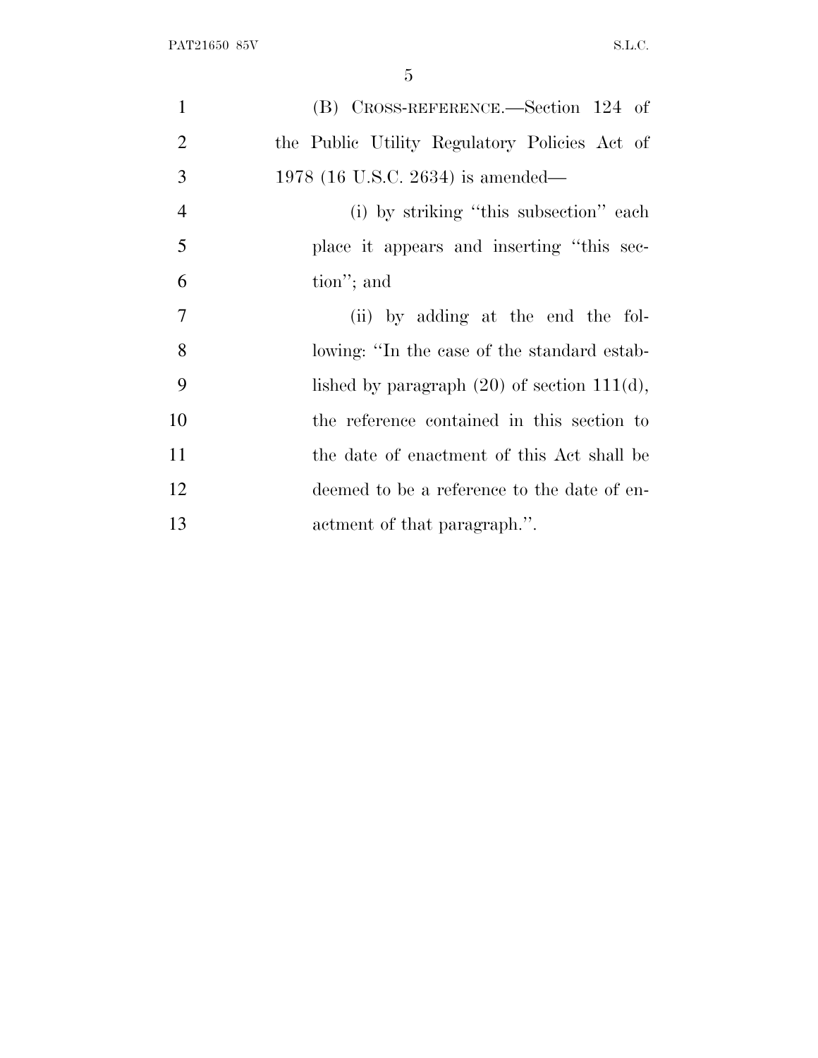(B) CROSS-REFERENCE.—Section 124 of the Public Utility Regulatory Policies Act of 1978 (16 U.S.C. 2634) is amended—

(i) by striking ''this subsection'' each place it appears and inserting ''this section''; and

(ii) by adding at the end the following: ''In the case of the standard established by paragraph (20) of section 111(d), the reference contained in this section to the date of enactment of this Act shall be deemed to be a reference to the date of enactment of that paragraph.''.